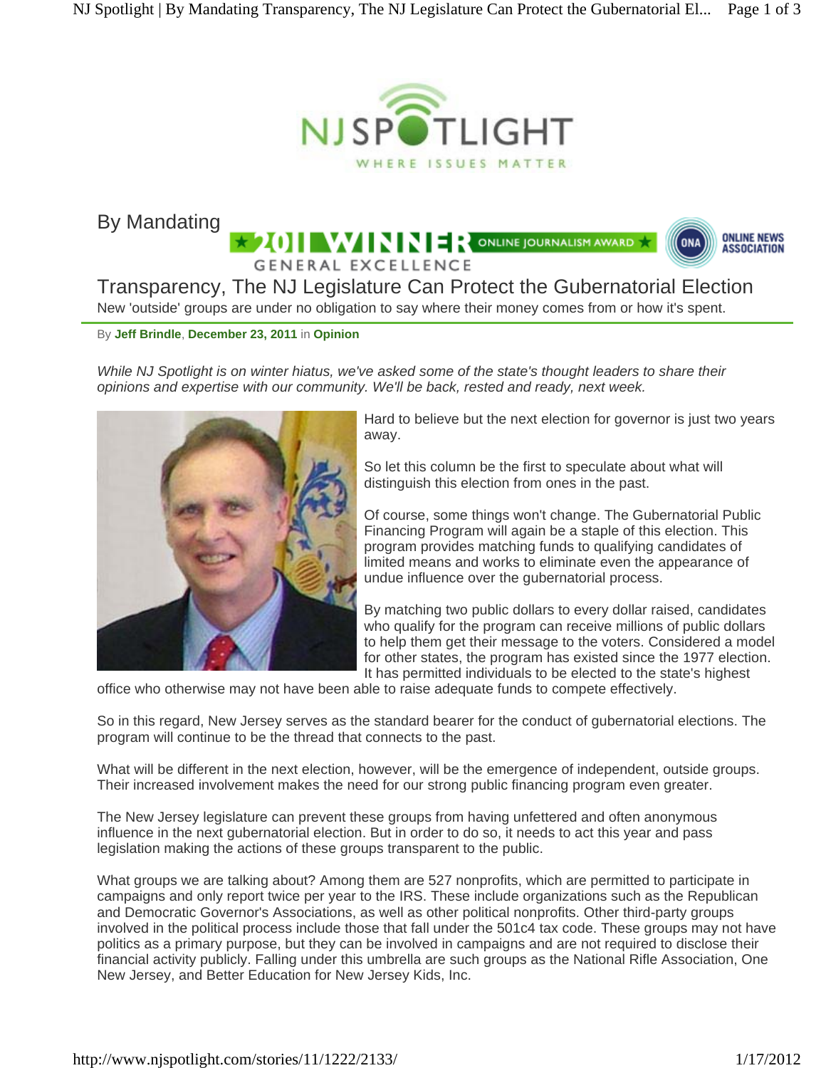# By Mandating Transparency, The NJ Legislature Can Protect the Gubernatorial Election

New 'outside' groups are under no obligation to say where their money comes from or how it's spent.

By **Jeff Brindle**, **December 23, 2011** in **Opinion**

*While NJ Spotlight is on winter hiatus, we've asked some of the state's thought leaders to share their opinions and expertise with our community. We'll be back, rested and ready, next week.*

Hard to believe but the next election for governor is just two years away.

So let this column be the first to speculate about what will distinguish this election from ones in the past.

Of course, some things won't change. The Gubernatorial Public Financing Program will again be a staple of this election. This program provides matching funds to qualifying candidates of limited means and works to eliminate even the appearance of undue influence over the gubernatorial process.

By matching two public dollars to every dollar raised, candidates who qualify for the program can receive millions of public dollars to help them get their message to the voters. Considered a model for other states, the program has existed since the 1977 election. It has permitted individuals to be elected to the state's highest office who otherwise may not have been able to raise adequate funds to compete effectively.

So in this regard, New Jersey serves as the standard bearer for the conduct of gubernatorial elections. The program will continue to be the thread that connects to the past.

What will be different in the next election, however, will be the emergence of independent, outside groups. Their increased involvement makes the need for our strong public financing program even greater.

The New Jersey legislature can prevent these groups from having unfettered and often anonymous influence in the next gubernatorial election. But in order to do so, it needs to act this year and pass legislation making the actions of these groups transparent to the public.

What groups we are talking about? Among them are 527 nonprofits, which are permitted to participate in campaigns and only report twice per year to the IRS. These include organizations such as the Republican and Democratic Governor's Associations, as well as other political nonprofits. Other third-party groups involved in the political process include those that fall under the 501c4 tax code. These groups may not have politics as a primary purpose, but they can be involved in campaigns and are not required to disclose their financial activity publicly. Falling under this umbrella are such groups as the National Rifle Association, One New Jersey, and Better Education for New Jersey Kids, Inc.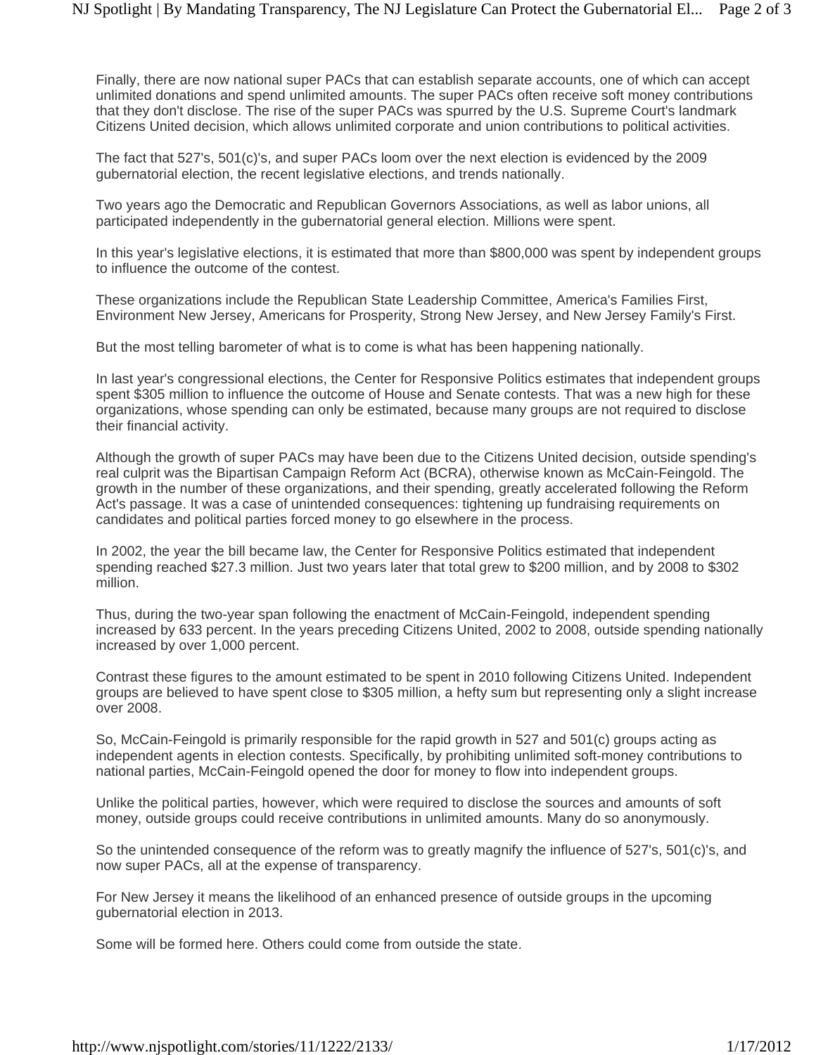Finally, there are now national super PACs that can establish separate accounts, one of which can accept unlimited donations and spend unlimited amounts. The super PACs often receive soft money contributions that they don't disclose. The rise of the super PACs was spurred by the U.S. Supreme Court's landmark Citizens United decision, which allows unlimited corporate and union contributions to political activities.

The fact that 527's, 501(c)'s, and super PACs loom over the next election is evidenced by the 2009 gubernatorial election, the recent legislative elections, and trends nationally.

Two years ago the Democratic and Republican Governors Associations, as well as labor unions, all participated independently in the gubernatorial general election. Millions were spent.

In this year's legislative elections, it is estimated that more than $800,000 was spent by independent groups to influence the outcome of the contest.

These organizations include the Republican State Leadership Committee, America's Families First, Environment New Jersey, Americans for Prosperity, Strong New Jersey, and New Jersey Family's First.

But the most telling barometer of what is to come is what has been happening nationally.

In last year's congressional elections, the Center for Responsive Politics estimates that independent groups spent $305 million to influence the outcome of House and Senate contests. That was a new high for these organizations, whose spending can only be estimated, because many groups are not required to disclose their financial activity.

Although the growth of super PACs may have been due to the Citizens United decision, outside spending's real culprit was the Bipartisan Campaign Reform Act (BCRA), otherwise known as McCain-Feingold. The growth in the number of these organizations, and their spending, greatly accelerated following the Reform Act's passage. It was a case of unintended consequences: tightening up fundraising requirements on candidates and political parties forced money to go elsewhere in the process.

In 2002, the year the bill became law, the Center for Responsive Politics estimated that independent spending reached $27.3 million. Just two years later that total grew to $200 million, and by 2008 to $302 million.

Thus, during the two-year span following the enactment of McCain-Feingold, independent spending increased by 633 percent. In the years preceding Citizens United, 2002 to 2008, outside spending nationally increased by over 1,000 percent.

Contrast these figures to the amount estimated to be spent in 2010 following Citizens United. Independent groups are believed to have spent close to $305 million, a hefty sum but representing only a slight increase over 2008.

So, McCain-Feingold is primarily responsible for the rapid growth in 527 and 501(c) groups acting as independent agents in election contests. Specifically, by prohibiting unlimited soft-money contributions to national parties, McCain-Feingold opened the door for money to flow into independent groups.

Unlike the political parties, however, which were required to disclose the sources and amounts of soft money, outside groups could receive contributions in unlimited amounts. Many do so anonymously.

So the unintended consequence of the reform was to greatly magnify the influence of 527's, 501(c)'s, and now super PACs, all at the expense of transparency.

For New Jersey it means the likelihood of an enhanced presence of outside groups in the upcoming gubernatorial election in 2013.

Some will be formed here. Others could come from outside the state.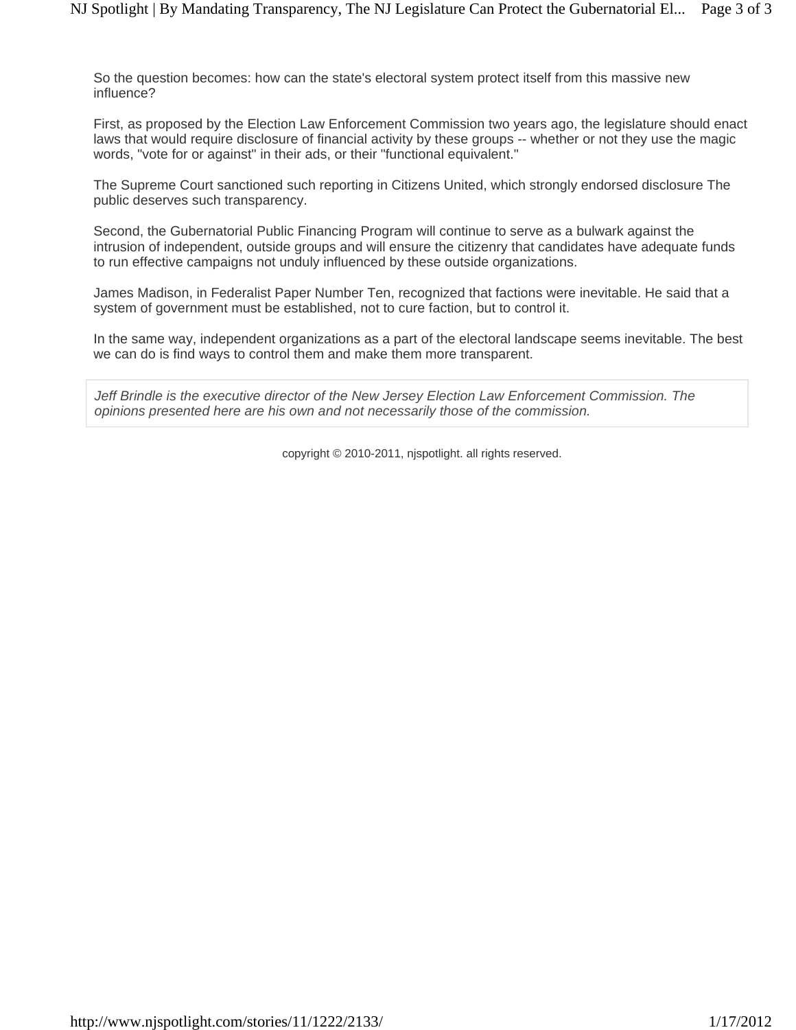So the question becomes: how can the state's electoral system protect itself from this massive new influence?

First, as proposed by the Election Law Enforcement Commission two years ago, the legislature should enact laws that would require disclosure of financial activity by these groups -- whether or not they use the magic words, "vote for or against" in their ads, or their "functional equivalent."

The Supreme Court sanctioned such reporting in Citizens United, which strongly endorsed disclosure The public deserves such transparency.

Second, the Gubernatorial Public Financing Program will continue to serve as a bulwark against the intrusion of independent, outside groups and will ensure the citizenry that candidates have adequate funds to run effective campaigns not unduly influenced by these outside organizations.

James Madison, in Federalist Paper Number Ten, recognized that factions were inevitable. He said that a system of government must be established, not to cure faction, but to control it.

In the same way, independent organizations as a part of the electoral landscape seems inevitable. The best we can do is find ways to control them and make them more transparent.

*Jeff Brindle is the executive director of the New Jersey Election Law Enforcement Commission. The opinions presented here are his own and not necessarily those of the commission.*

copyright © 2010-2011, njspotlight. all rights reserved.